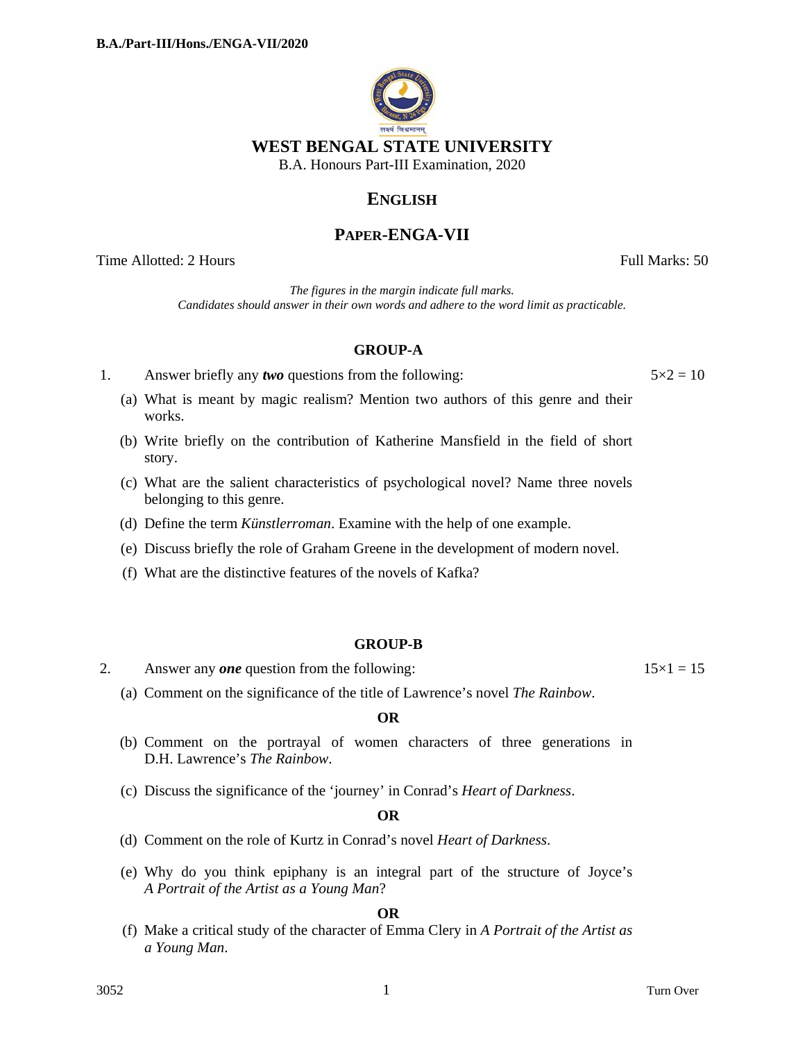# WEST BENGAL STATE UNIVERSITY

B.A. Honours Part-III Examination, 2020

## ENGLISH

## PAPER-ENGA-VII

Time Allotted: 2 Hours | Full Marks: 50

*The figures in the margin indicate full marks.*
*Candidates should answer in their own words and adhere to the word limit as practicable.*

### GROUP-A

1. Answer briefly any ***two*** questions from the following: $5\times2 = 10$

   (a) What is meant by magic realism? Mention two authors of this genre and their works.

   (b) Write briefly on the contribution of Katherine Mansfield in the field of short story.

   (c) What are the salient characteristics of psychological novel? Name three novels belonging to this genre.

   (d) Define the term *Künstlerroman*. Examine with the help of one example.

   (e) Discuss briefly the role of Graham Greene in the development of modern novel.

   (f) What are the distinctive features of the novels of Kafka?

### GROUP-B

2. Answer any ***one*** question from the following: $15\times1 = 15$

   (a) Comment on the significance of the title of Lawrence's novel *The Rainbow*.

   **OR**

   (b) Comment on the portrayal of women characters of three generations in D.H. Lawrence's *The Rainbow*.

   (c) Discuss the significance of the 'journey' in Conrad's *Heart of Darkness*.

   **OR**

   (d) Comment on the role of Kurtz in Conrad's novel *Heart of Darkness*.

   (e) Why do you think epiphany is an integral part of the structure of Joyce's *A Portrait of the Artist as a Young Man*?

   **OR**

   (f) Make a critical study of the character of Emma Clery in *A Portrait of the Artist as a Young Man*.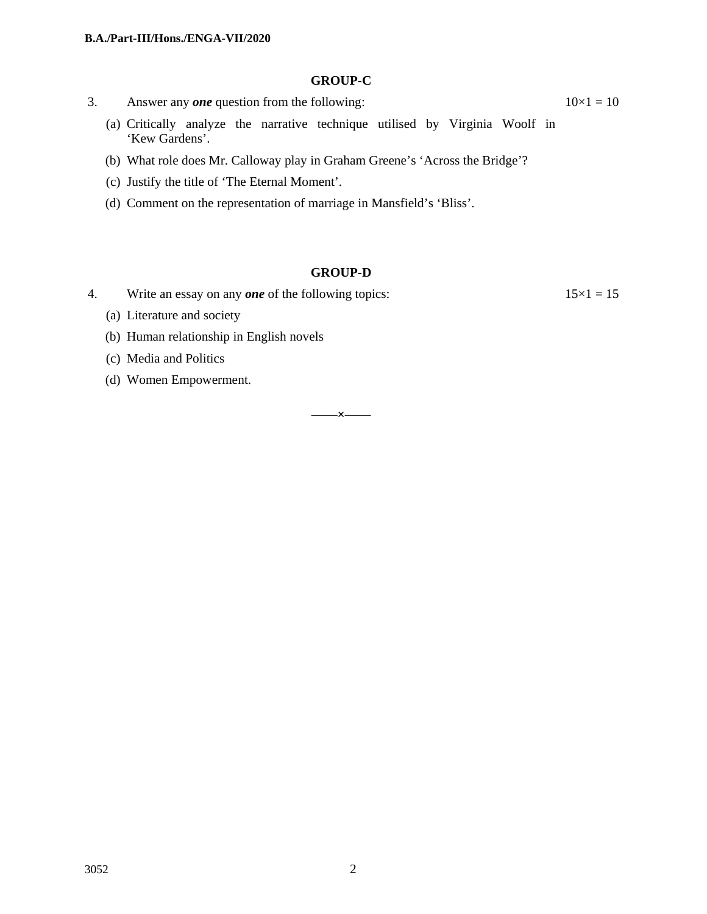## GROUP-C

3. Answer any ***one*** question from the following: 10×1 = 10

   (a) Critically analyze the narrative technique utilised by Virginia Woolf in ‘Kew Gardens’.

   (b) What role does Mr. Calloway play in Graham Greene’s ‘Across the Bridge’?

   (c) Justify the title of ‘The Eternal Moment’.

   (d) Comment on the representation of marriage in Mansfield’s ‘Bliss’.

## GROUP-D

4. Write an essay on any ***one*** of the following topics: 15×1 = 15

   (a) Literature and society

   (b) Human relationship in English novels

   (c) Media and Politics

   (d) Women Empowerment.

——×——